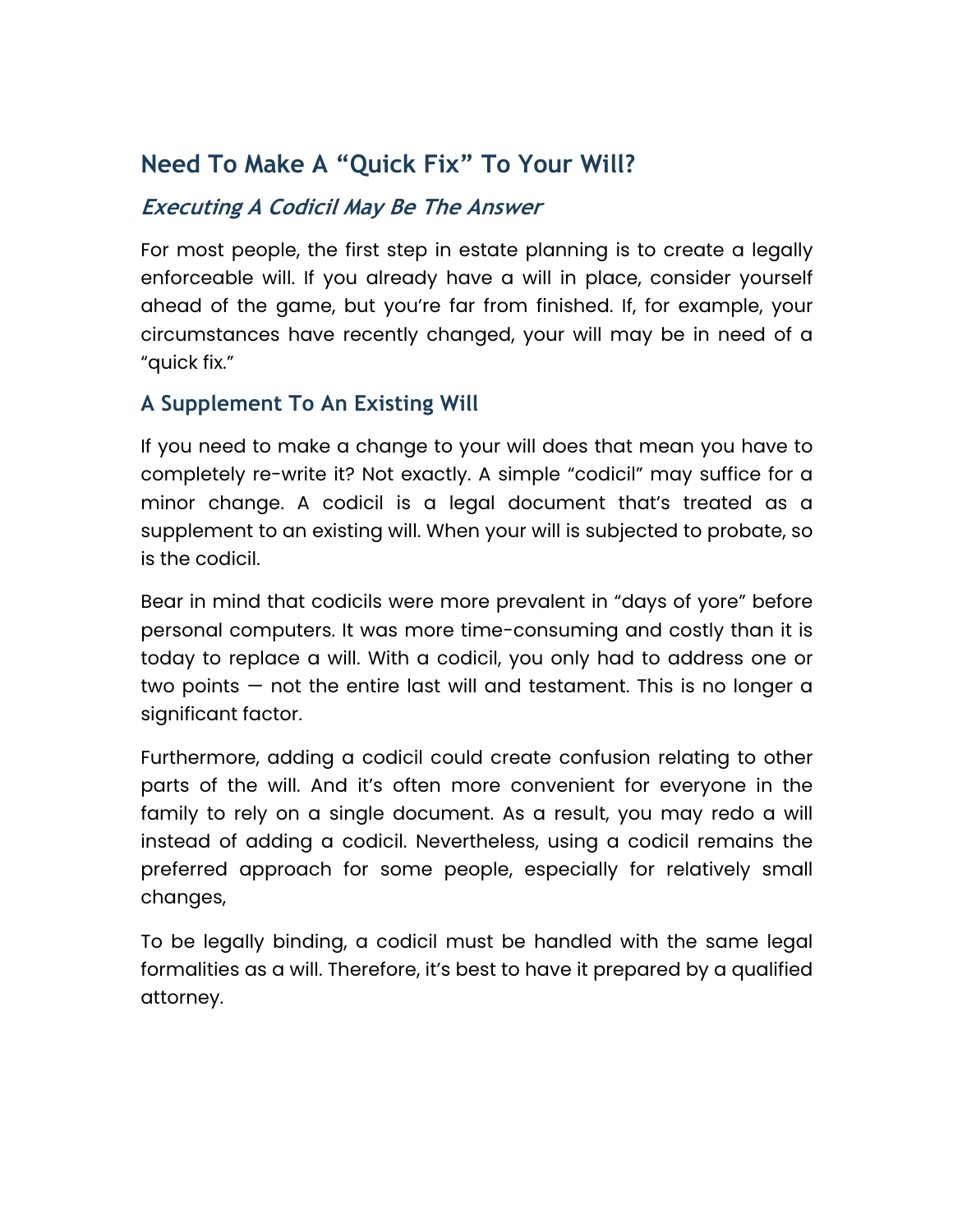## Need To Make A "Quick Fix" To Your Will?

### *Executing A Codicil May Be The Answer*

For most people, the first step in estate planning is to create a legally enforceable will. If you already have a will in place, consider yourself ahead of the game, but you're far from finished. If, for example, your circumstances have recently changed, your will may be in need of a "quick fix."

### A Supplement To An Existing Will

If you need to make a change to your will does that mean you have to completely re-write it? Not exactly. A simple "codicil" may suffice for a minor change. A codicil is a legal document that's treated as a supplement to an existing will. When your will is subjected to probate, so is the codicil.

Bear in mind that codicils were more prevalent in "days of yore" before personal computers. It was more time-consuming and costly than it is today to replace a will. With a codicil, you only had to address one or two points — not the entire last will and testament. This is no longer a significant factor.

Furthermore, adding a codicil could create confusion relating to other parts of the will. And it's often more convenient for everyone in the family to rely on a single document. As a result, you may redo a will instead of adding a codicil. Nevertheless, using a codicil remains the preferred approach for some people, especially for relatively small changes,

To be legally binding, a codicil must be handled with the same legal formalities as a will. Therefore, it's best to have it prepared by a qualified attorney.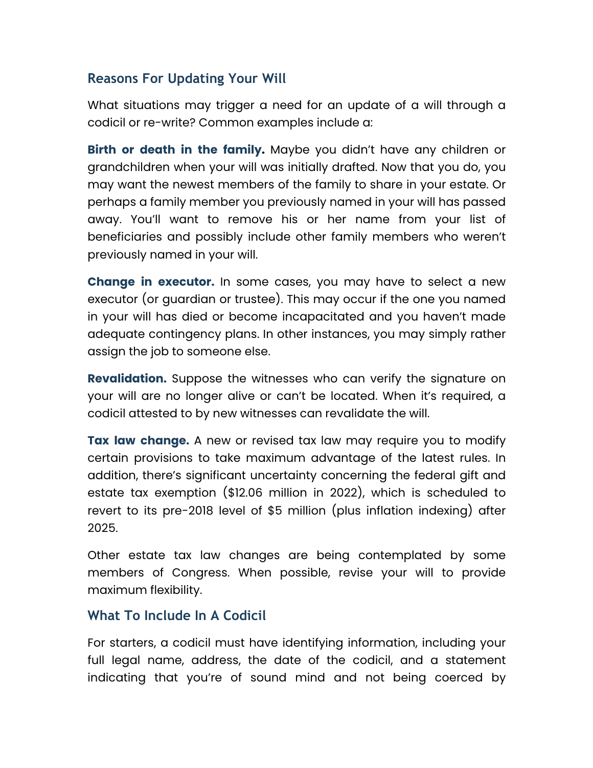## Reasons For Updating Your Will

What situations may trigger a need for an update of a will through a codicil or re-write? Common examples include a:

**Birth or death in the family.** Maybe you didn't have any children or grandchildren when your will was initially drafted. Now that you do, you may want the newest members of the family to share in your estate. Or perhaps a family member you previously named in your will has passed away. You'll want to remove his or her name from your list of beneficiaries and possibly include other family members who weren't previously named in your will.

**Change in executor.** In some cases, you may have to select a new executor (or guardian or trustee). This may occur if the one you named in your will has died or become incapacitated and you haven't made adequate contingency plans. In other instances, you may simply rather assign the job to someone else.

**Revalidation.** Suppose the witnesses who can verify the signature on your will are no longer alive or can't be located. When it's required, a codicil attested to by new witnesses can revalidate the will.

**Tax law change.** A new or revised tax law may require you to modify certain provisions to take maximum advantage of the latest rules. In addition, there's significant uncertainty concerning the federal gift and estate tax exemption ($12.06 million in 2022), which is scheduled to revert to its pre-2018 level of $5 million (plus inflation indexing) after 2025.

Other estate tax law changes are being contemplated by some members of Congress. When possible, revise your will to provide maximum flexibility.

## What To Include In A Codicil

For starters, a codicil must have identifying information, including your full legal name, address, the date of the codicil, and a statement indicating that you're of sound mind and not being coerced by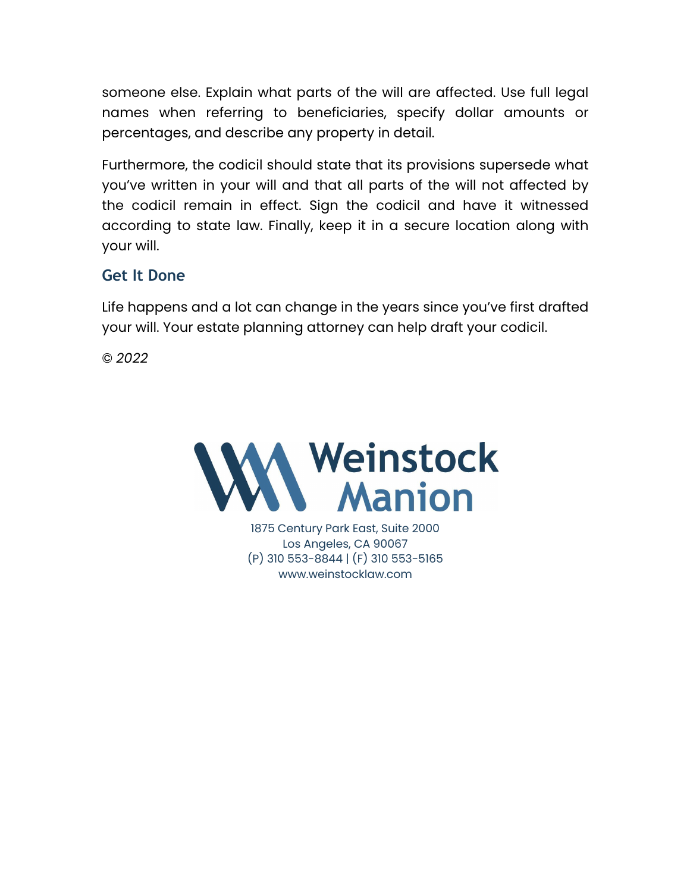someone else. Explain what parts of the will are affected. Use full legal names when referring to beneficiaries, specify dollar amounts or percentages, and describe any property in detail.

Furthermore, the codicil should state that its provisions supersede what you've written in your will and that all parts of the will not affected by the codicil remain in effect. Sign the codicil and have it witnessed according to state law. Finally, keep it in a secure location along with your will.

## Get It Done

Life happens and a lot can change in the years since you've first drafted your will. Your estate planning attorney can help draft your codicil.

*© 2022*

Weinstock Manion

1875 Century Park East, Suite 2000
Los Angeles, CA 90067
(P) 310 553-8844 | (F) 310 553-5165
www.weinstocklaw.com